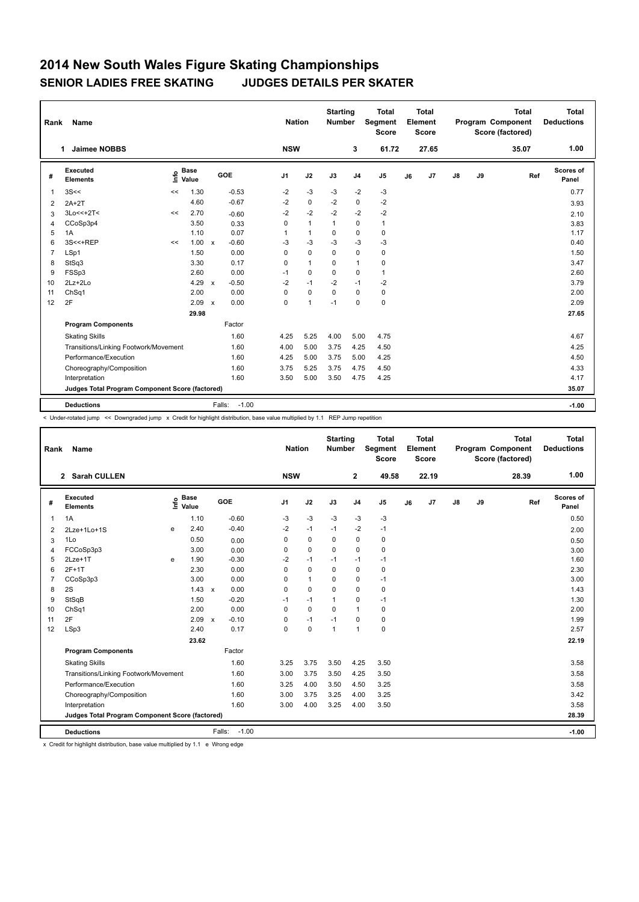# 2014 New South Wales Figure Skating Championships

## SENIOR LADIES FREE SKATING JUDGES DETAILS PER SKATER

| Rank | Name | Nation | Starting Number | Total Segment Score | Total Element Score | Total Program Component Score (factored) | Total Deductions |
|---|---|---|---|---|---|---|---|
| 1 | Jaimee NOBBS | NSW | 3 | 61.72 | 27.65 | 35.07 | 1.00 |

| # | Executed Elements | Info | Base Value | | GOE | J1 | J2 | J3 | J4 | J5 | J6 | J7 | J8 | J9 | Ref | Scores of Panel |
|---|---|---|---|---|---|---|---|---|---|---|---|---|---|---|---|---|
| 1 | 3S<< | << | 1.30 | | -0.53 | -2 | -3 | -3 | -2 | -3 | | | | | | 0.77 |
| 2 | 2A+2T | | 4.60 | | -0.67 | -2 | 0 | -2 | 0 | -2 | | | | | | 3.93 |
| 3 | 3Lo<<+2T< | << | 2.70 | | -0.60 | -2 | -2 | -2 | -2 | -2 | | | | | | 2.10 |
| 4 | CCoSp3p4 | | 3.50 | | 0.33 | 0 | 1 | 1 | 0 | 1 | | | | | | 3.83 |
| 5 | 1A | | 1.10 | | 0.07 | 1 | 1 | 0 | 0 | 0 | | | | | | 1.17 |
| 6 | 3S<<+REP | << | 1.00 | x | -0.60 | -3 | -3 | -3 | -3 | -3 | | | | | | 0.40 |
| 7 | LSp1 | | 1.50 | | 0.00 | 0 | 0 | 0 | 0 | 0 | | | | | | 1.50 |
| 8 | StSq3 | | 3.30 | | 0.17 | 0 | 1 | 0 | 1 | 0 | | | | | | 3.47 |
| 9 | FSSp3 | | 2.60 | | 0.00 | -1 | 0 | 0 | 0 | 1 | | | | | | 2.60 |
| 10 | 2Lz+2Lo | | 4.29 | x | -0.50 | -2 | -1 | -2 | -1 | -2 | | | | | | 3.79 |
| 11 | ChSq1 | | 2.00 | | 0.00 | 0 | 0 | 0 | 0 | 0 | | | | | | 2.00 |
| 12 | 2F | | 2.09 | x | 0.00 | 0 | 1 | -1 | 0 | 0 | | | | | | 2.09 |
| | | | 29.98 | | | | | | | | | | | | | 27.65 |
| | **Program Components** | | | | Factor | | | | | | | | | | | |
| | Skating Skills | | | | 1.60 | 4.25 | 5.25 | 4.00 | 5.00 | 4.75 | | | | | | 4.67 |
| | Transitions/Linking Footwork/Movement | | | | 1.60 | 4.00 | 5.00 | 3.75 | 4.25 | 4.50 | | | | | | 4.25 |
| | Performance/Execution | | | | 1.60 | 4.25 | 5.00 | 3.75 | 5.00 | 4.25 | | | | | | 4.50 |
| | Choreography/Composition | | | | 1.60 | 3.75 | 5.25 | 3.75 | 4.75 | 4.50 | | | | | | 4.33 |
| | Interpretation | | | | 1.60 | 3.50 | 5.00 | 3.50 | 4.75 | 4.25 | | | | | | 4.17 |
| | **Judges Total Program Component Score (factored)** | | | | | | | | | | | | | | | 35.07 |
| | **Deductions** | | | | Falls: -1.00 | | | | | | | | | | | -1.00 |

< Under-rotated jump << Downgraded jump x Credit for highlight distribution, base value multiplied by 1.1 REP Jump repetition

| Rank | Name | Nation | Starting Number | Total Segment Score | Total Element Score | Total Program Component Score (factored) | Total Deductions |
|---|---|---|---|---|---|---|---|
| 2 | Sarah CULLEN | NSW | 2 | 49.58 | 22.19 | 28.39 | 1.00 |

| # | Executed Elements | Info | Base Value | | GOE | J1 | J2 | J3 | J4 | J5 | J6 | J7 | J8 | J9 | Ref | Scores of Panel |
|---|---|---|---|---|---|---|---|---|---|---|---|---|---|---|---|---|
| 1 | 1A | | 1.10 | | -0.60 | -3 | -3 | -3 | -3 | -3 | | | | | | 0.50 |
| 2 | 2Lze+1Lo+1S | e | 2.40 | | -0.40 | -2 | -1 | -1 | -2 | -1 | | | | | | 2.00 |
| 3 | 1Lo | | 0.50 | | 0.00 | 0 | 0 | 0 | 0 | 0 | | | | | | 0.50 |
| 4 | FCCoSp3p3 | | 3.00 | | 0.00 | 0 | 0 | 0 | 0 | 0 | | | | | | 3.00 |
| 5 | 2Lze+1T | e | 1.90 | | -0.30 | -2 | -1 | -1 | -1 | -1 | | | | | | 1.60 |
| 6 | 2F+1T | | 2.30 | | 0.00 | 0 | 0 | 0 | 0 | 0 | | | | | | 2.30 |
| 7 | CCoSp3p3 | | 3.00 | | 0.00 | 0 | 1 | 0 | 0 | -1 | | | | | | 3.00 |
| 8 | 2S | | 1.43 | x | 0.00 | 0 | 0 | 0 | 0 | 0 | | | | | | 1.43 |
| 9 | StSqB | | 1.50 | | -0.20 | -1 | -1 | 1 | 0 | -1 | | | | | | 1.30 |
| 10 | ChSq1 | | 2.00 | | 0.00 | 0 | 0 | 0 | 1 | 0 | | | | | | 2.00 |
| 11 | 2F | | 2.09 | x | -0.10 | 0 | -1 | -1 | 0 | 0 | | | | | | 1.99 |
| 12 | LSp3 | | 2.40 | | 0.17 | 0 | 0 | 1 | 1 | 0 | | | | | | 2.57 |
| | | | 23.62 | | | | | | | | | | | | | 22.19 |
| | **Program Components** | | | | Factor | | | | | | | | | | | |
| | Skating Skills | | | | 1.60 | 3.25 | 3.75 | 3.50 | 4.25 | 3.50 | | | | | | 3.58 |
| | Transitions/Linking Footwork/Movement | | | | 1.60 | 3.00 | 3.75 | 3.50 | 4.25 | 3.50 | | | | | | 3.58 |
| | Performance/Execution | | | | 1.60 | 3.25 | 4.00 | 3.50 | 4.50 | 3.25 | | | | | | 3.58 |
| | Choreography/Composition | | | | 1.60 | 3.00 | 3.75 | 3.25 | 4.00 | 3.25 | | | | | | 3.42 |
| | Interpretation | | | | 1.60 | 3.00 | 4.00 | 3.25 | 4.00 | 3.50 | | | | | | 3.58 |
| | **Judges Total Program Component Score (factored)** | | | | | | | | | | | | | | | 28.39 |
| | **Deductions** | | | | Falls: -1.00 | | | | | | | | | | | -1.00 |

x Credit for highlight distribution, base value multiplied by 1.1 e Wrong edge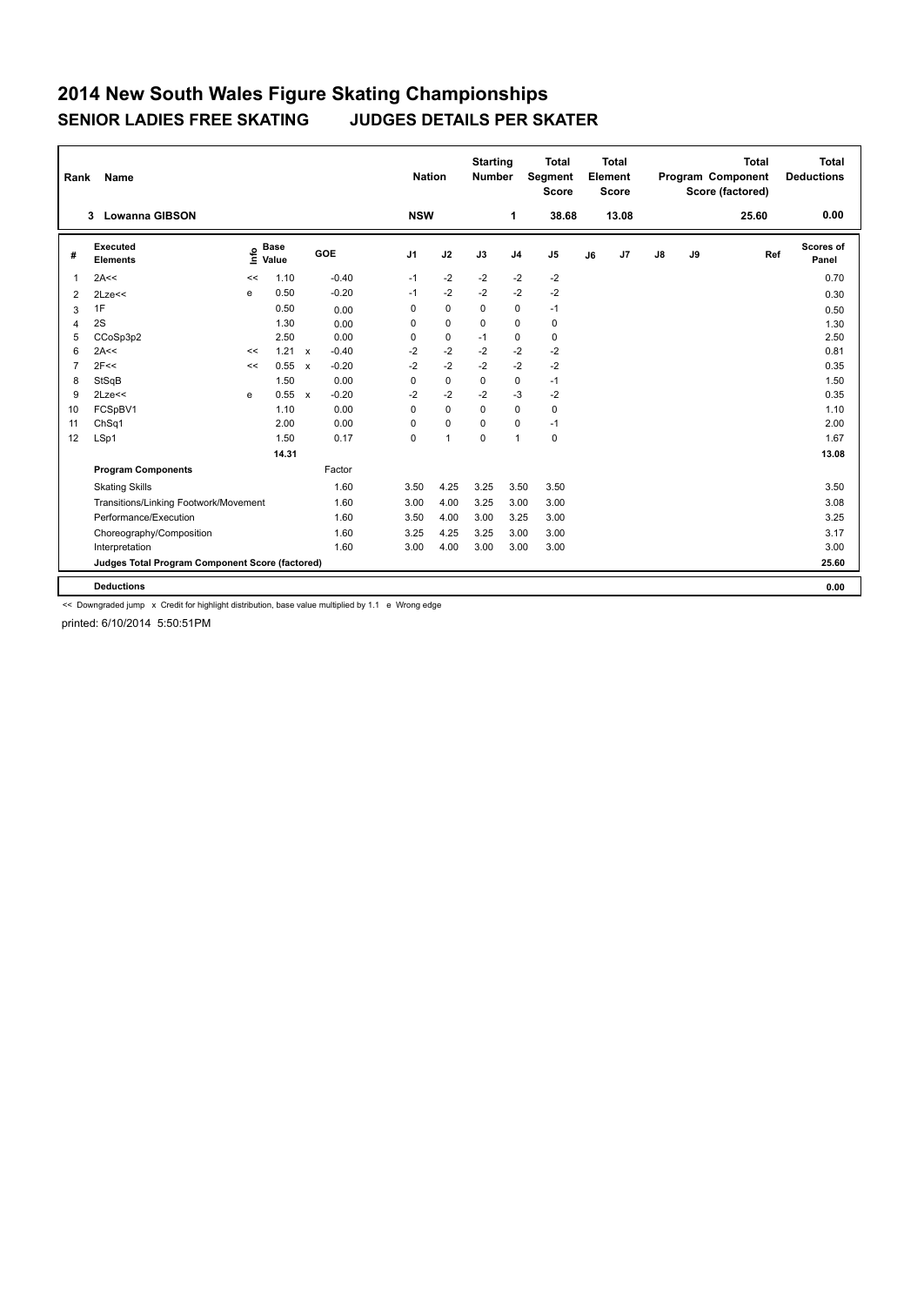# 2014 New South Wales Figure Skating Championships

## SENIOR LADIES FREE SKATING JUDGES DETAILS PER SKATER

| Rank | Name | Nation | Starting Number | Total Segment Score | Total Element Score | Total Program Component Score (factored) | Total Deductions |
|---|---|---|---|---|---|---|---|
| 3 | Lowanna GIBSON | NSW | 1 | 38.68 | 13.08 | 25.60 | 0.00 |

| # | Executed Elements | Info | Base Value | | GOE | J1 | J2 | J3 | J4 | J5 | J6 | J7 | J8 | J9 | Ref | Scores of Panel |
|---|---|---|---|---|---|---|---|---|---|---|---|---|---|---|---|---|
| 1 | 2A<< | << | 1.10 | | -0.40 | -1 | -2 | -2 | -2 | -2 | | | | | | 0.70 |
| 2 | 2Lze<< | e | 0.50 | | -0.20 | -1 | -2 | -2 | -2 | -2 | | | | | | 0.30 |
| 3 | 1F | | 0.50 | | 0.00 | 0 | 0 | 0 | 0 | -1 | | | | | | 0.50 |
| 4 | 2S | | 1.30 | | 0.00 | 0 | 0 | 0 | 0 | 0 | | | | | | 1.30 |
| 5 | CCoSp3p2 | | 2.50 | | 0.00 | 0 | 0 | -1 | 0 | 0 | | | | | | 2.50 |
| 6 | 2A<< | << | 1.21 | x | -0.40 | -2 | -2 | -2 | -2 | -2 | | | | | | 0.81 |
| 7 | 2F<< | << | 0.55 | x | -0.20 | -2 | -2 | -2 | -2 | -2 | | | | | | 0.35 |
| 8 | StSqB | | 1.50 | | 0.00 | 0 | 0 | 0 | 0 | -1 | | | | | | 1.50 |
| 9 | 2Lze<< | e | 0.55 | x | -0.20 | -2 | -2 | -2 | -3 | -2 | | | | | | 0.35 |
| 10 | FCSpBV1 | | 1.10 | | 0.00 | 0 | 0 | 0 | 0 | 0 | | | | | | 1.10 |
| 11 | ChSq1 | | 2.00 | | 0.00 | 0 | 0 | 0 | 0 | -1 | | | | | | 2.00 |
| 12 | LSp1 | | 1.50 | | 0.17 | 0 | 1 | 0 | 1 | 0 | | | | | | 1.67 |
| | | | 14.31 | | | | | | | | | | | | | 13.08 |
| | **Program Components** | | | | Factor | | | | | | | | | | | |
| | Skating Skills | | | | 1.60 | 3.50 | 4.25 | 3.25 | 3.50 | 3.50 | | | | | | 3.50 |
| | Transitions/Linking Footwork/Movement | | | | 1.60 | 3.00 | 4.00 | 3.25 | 3.00 | 3.00 | | | | | | 3.08 |
| | Performance/Execution | | | | 1.60 | 3.50 | 4.00 | 3.00 | 3.25 | 3.00 | | | | | | 3.25 |
| | Choreography/Composition | | | | 1.60 | 3.25 | 4.25 | 3.25 | 3.00 | 3.00 | | | | | | 3.17 |
| | Interpretation | | | | 1.60 | 3.00 | 4.00 | 3.00 | 3.00 | 3.00 | | | | | | 3.00 |
| | **Judges Total Program Component Score (factored)** | | | | | | | | | | | | | | | 25.60 |
| | **Deductions** | | | | | | | | | | | | | | | 0.00 |

<< Downgraded jump x Credit for highlight distribution, base value multiplied by 1.1 e Wrong edge

printed: 6/10/2014 5:50:51PM